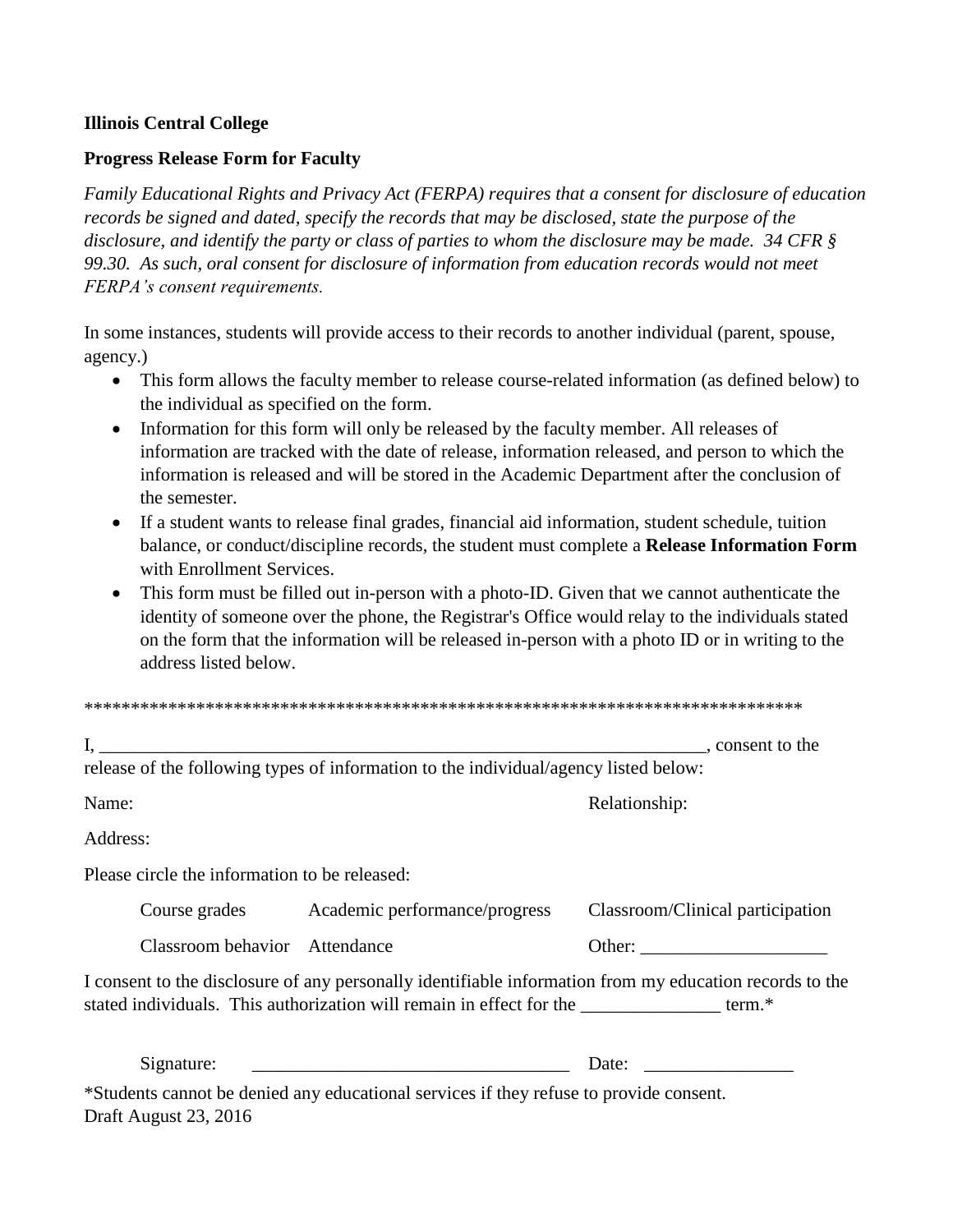**Illinois Central College**

**Progress Release Form for Faculty**

*Family Educational Rights and Privacy Act (FERPA) requires that a consent for disclosure of education records be signed and dated, specify the records that may be disclosed, state the purpose of the disclosure, and identify the party or class of parties to whom the disclosure may be made. 34 CFR § 99.30. As such, oral consent for disclosure of information from education records would not meet FERPA's consent requirements.*

In some instances, students will provide access to their records to another individual (parent, spouse, agency.)

- This form allows the faculty member to release course-related information (as defined below) to the individual as specified on the form.
- Information for this form will only be released by the faculty member. All releases of information are tracked with the date of release, information released, and person to which the information is released and will be stored in the Academic Department after the conclusion of the semester.
- If a student wants to release final grades, financial aid information, student schedule, tuition balance, or conduct/discipline records, the student must complete a **Release Information Form** with Enrollment Services.
- This form must be filled out in-person with a photo-ID. Given that we cannot authenticate the identity of someone over the phone, the Registrar's Office would relay to the individuals stated on the form that the information will be released in-person with a photo ID or in writing to the address listed below.

******************************************************************************

I, ____________________________________________________________________, consent to the release of the following types of information to the individual/agency listed below:

Name: Relationship:

Address:

Please circle the information to be released:

| | | |
|---|---|---|
| Course grades | Academic performance/progress | Classroom/Clinical participation |
| Classroom behavior | Attendance | Other: ____________________ |

I consent to the disclosure of any personally identifiable information from my education records to the stated individuals. This authorization will remain in effect for the _______________ term.*

Signature: ___________________________________ Date: ________________

*Students cannot be denied any educational services if they refuse to provide consent.
Draft August 23, 2016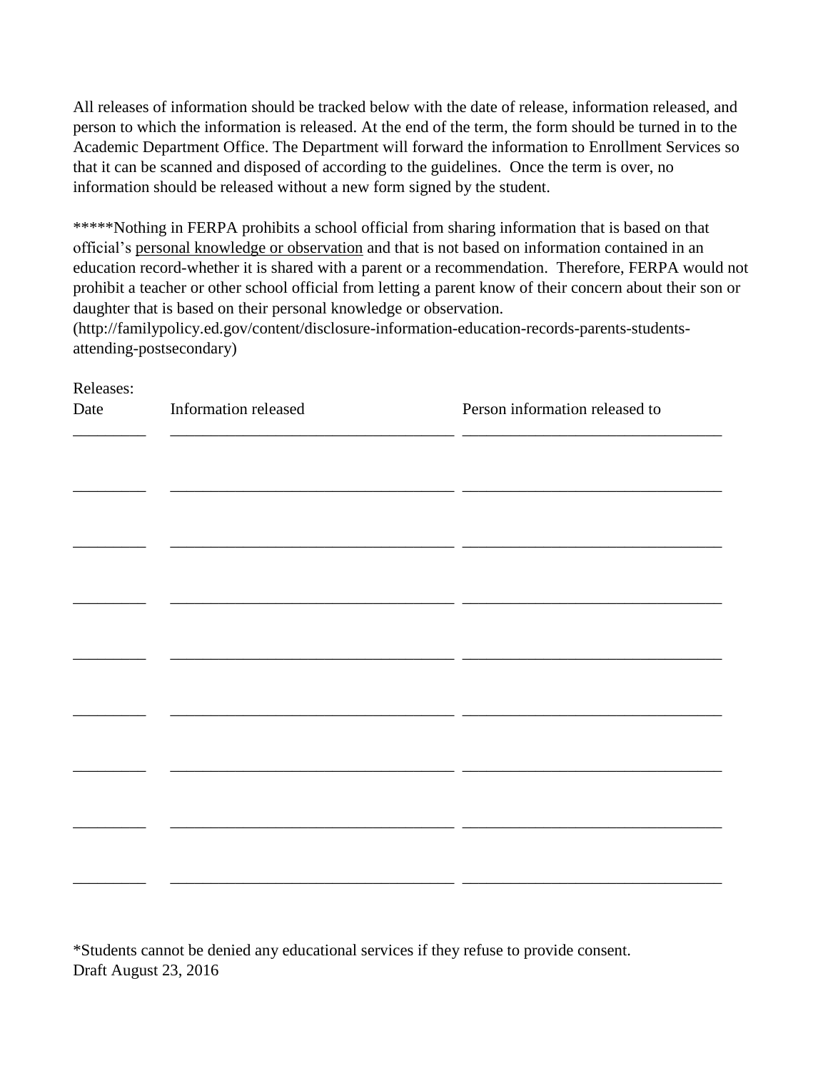All releases of information should be tracked below with the date of release, information released, and person to which the information is released. At the end of the term, the form should be turned in to the Academic Department Office. The Department will forward the information to Enrollment Services so that it can be scanned and disposed of according to the guidelines. Once the term is over, no information should be released without a new form signed by the student.

*****Nothing in FERPA prohibits a school official from sharing information that is based on that official's <u>personal knowledge or observation</u> and that is not based on information contained in an education record-whether it is shared with a parent or a recommendation. Therefore, FERPA would not prohibit a teacher or other school official from letting a parent know of their concern about their son or daughter that is based on their personal knowledge or observation. (http://familypolicy.ed.gov/content/disclosure-information-education-records-parents-students-attending-postsecondary)

Releases:

| Date | Information released | Person information released to |
|---|---|---|
| _________ | ___________________________________ | ________________________________ |
| _________ | ___________________________________ | ________________________________ |
| _________ | ___________________________________ | ________________________________ |
| _________ | ___________________________________ | ________________________________ |
| _________ | ___________________________________ | ________________________________ |
| _________ | ___________________________________ | ________________________________ |
| _________ | ___________________________________ | ________________________________ |
| _________ | ___________________________________ | ________________________________ |
| _________ | ___________________________________ | ________________________________ |

*Students cannot be denied any educational services if they refuse to provide consent.
Draft August 23, 2016